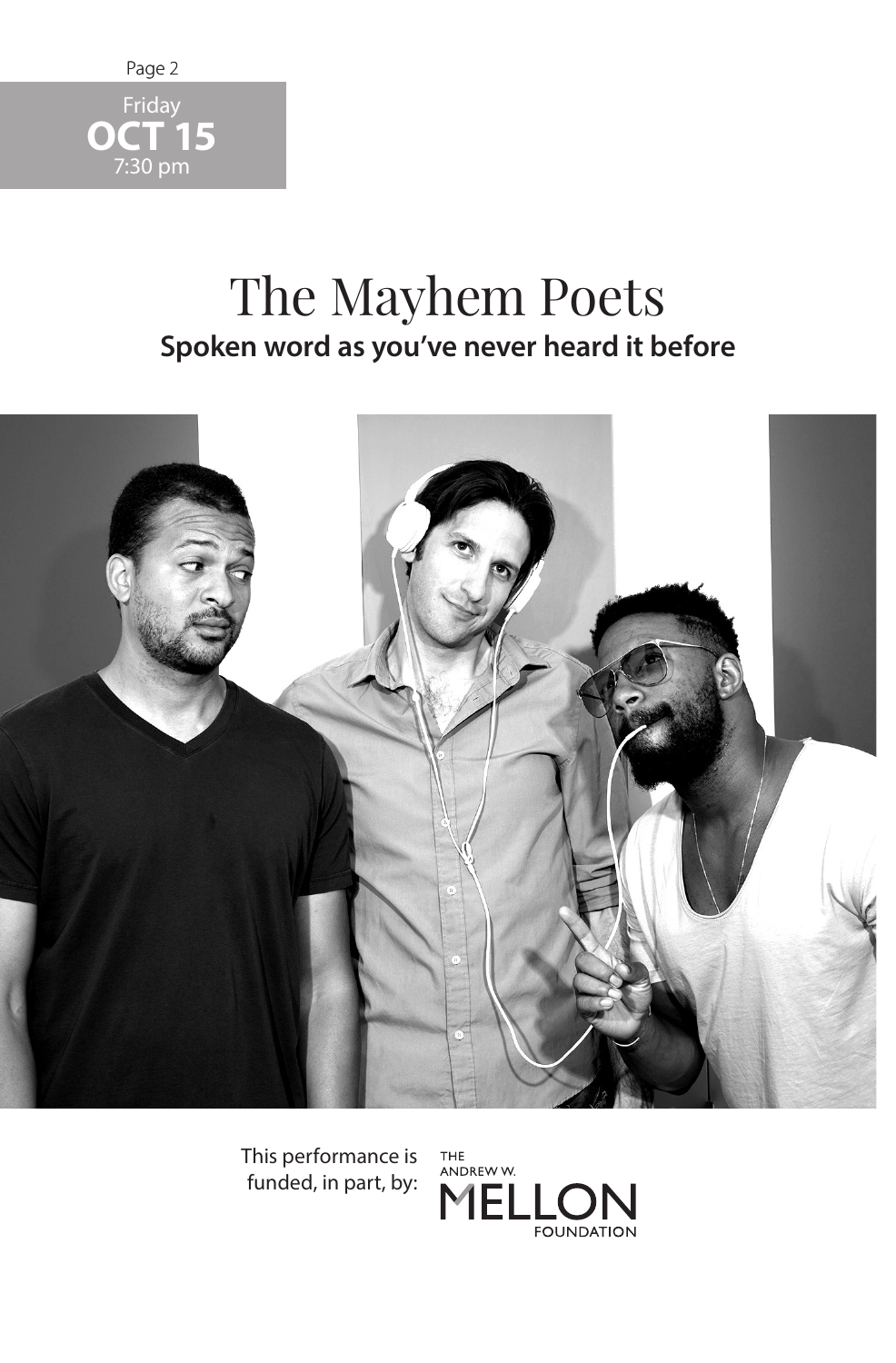Friday
**OCT 15**
7:30 pm

# The Mayhem Poets

**Spoken word as you've never heard it before**

This performance is funded, in part, by: The Andrew W. Mellon Foundation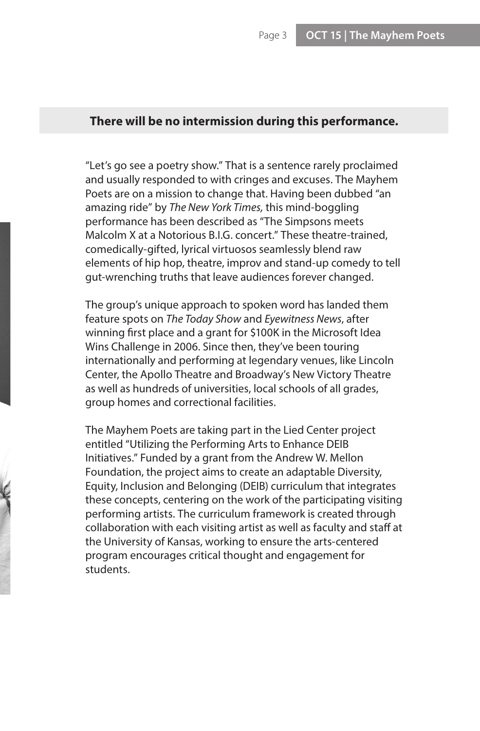**There will be no intermission during this performance.**

"Let's go see a poetry show." That is a sentence rarely proclaimed and usually responded to with cringes and excuses. The Mayhem Poets are on a mission to change that. Having been dubbed "an amazing ride" by *The New York Times,* this mind-boggling performance has been described as "The Simpsons meets Malcolm X at a Notorious B.I.G. concert." These theatre-trained, comedically-gifted, lyrical virtuosos seamlessly blend raw elements of hip hop, theatre, improv and stand-up comedy to tell gut-wrenching truths that leave audiences forever changed.

The group's unique approach to spoken word has landed them feature spots on *The Today Show* and *Eyewitness News*, after winning first place and a grant for $100K in the Microsoft Idea Wins Challenge in 2006. Since then, they've been touring internationally and performing at legendary venues, like Lincoln Center, the Apollo Theatre and Broadway's New Victory Theatre as well as hundreds of universities, local schools of all grades, group homes and correctional facilities.

The Mayhem Poets are taking part in the Lied Center project entitled "Utilizing the Performing Arts to Enhance DEIB Initiatives." Funded by a grant from the Andrew W. Mellon Foundation, the project aims to create an adaptable Diversity, Equity, Inclusion and Belonging (DEIB) curriculum that integrates these concepts, centering on the work of the participating visiting performing artists. The curriculum framework is created through collaboration with each visiting artist as well as faculty and staff at the University of Kansas, working to ensure the arts-centered program encourages critical thought and engagement for students.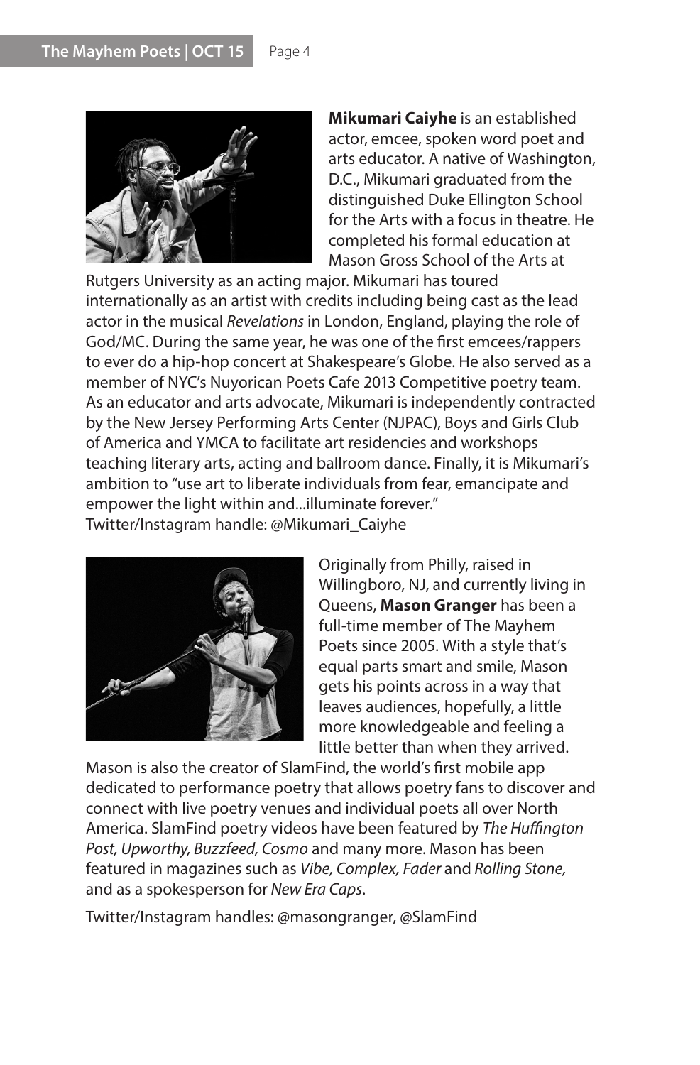**Mikumari Caiyhe** is an established actor, emcee, spoken word poet and arts educator. A native of Washington, D.C., Mikumari graduated from the distinguished Duke Ellington School for the Arts with a focus in theatre. He completed his formal education at Mason Gross School of the Arts at Rutgers University as an acting major. Mikumari has toured internationally as an artist with credits including being cast as the lead actor in the musical *Revelations* in London, England, playing the role of God/MC. During the same year, he was one of the first emcees/rappers to ever do a hip-hop concert at Shakespeare's Globe. He also served as a member of NYC's Nuyorican Poets Cafe 2013 Competitive poetry team. As an educator and arts advocate, Mikumari is independently contracted by the New Jersey Performing Arts Center (NJPAC), Boys and Girls Club of America and YMCA to facilitate art residencies and workshops teaching literary arts, acting and ballroom dance. Finally, it is Mikumari's ambition to "use art to liberate individuals from fear, emancipate and empower the light within and...illuminate forever."
Twitter/Instagram handle: @Mikumari_Caiyhe

Originally from Philly, raised in Willingboro, NJ, and currently living in Queens, **Mason Granger** has been a full-time member of The Mayhem Poets since 2005. With a style that's equal parts smart and smile, Mason gets his points across in a way that leaves audiences, hopefully, a little more knowledgeable and feeling a little better than when they arrived. Mason is also the creator of SlamFind, the world's first mobile app dedicated to performance poetry that allows poetry fans to discover and connect with live poetry venues and individual poets all over North America. SlamFind poetry videos have been featured by *The Huffington Post, Upworthy, Buzzfeed, Cosmo* and many more. Mason has been featured in magazines such as *Vibe, Complex, Fader* and *Rolling Stone,* and as a spokesperson for *New Era Caps*.

Twitter/Instagram handles: @masongranger, @SlamFind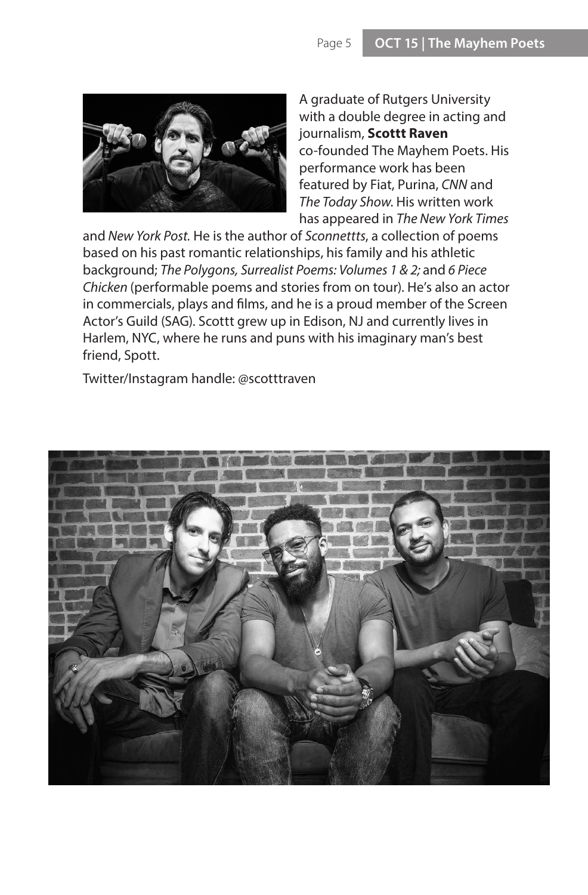A graduate of Rutgers University with a double degree in acting and journalism, **Scottt Raven** co-founded The Mayhem Poets. His performance work has been featured by Fiat, Purina, *CNN* and *The Today Show*. His written work has appeared in *The New York Times* and *New York Post.* He is the author of *Sconnettts*, a collection of poems based on his past romantic relationships, his family and his athletic background; *The Polygons, Surrealist Poems: Volumes 1 & 2;* and *6 Piece Chicken* (performable poems and stories from on tour). He's also an actor in commercials, plays and films, and he is a proud member of the Screen Actor's Guild (SAG). Scottt grew up in Edison, NJ and currently lives in Harlem, NYC, where he runs and puns with his imaginary man's best friend, Spott.

Twitter/Instagram handle: @scotttraven